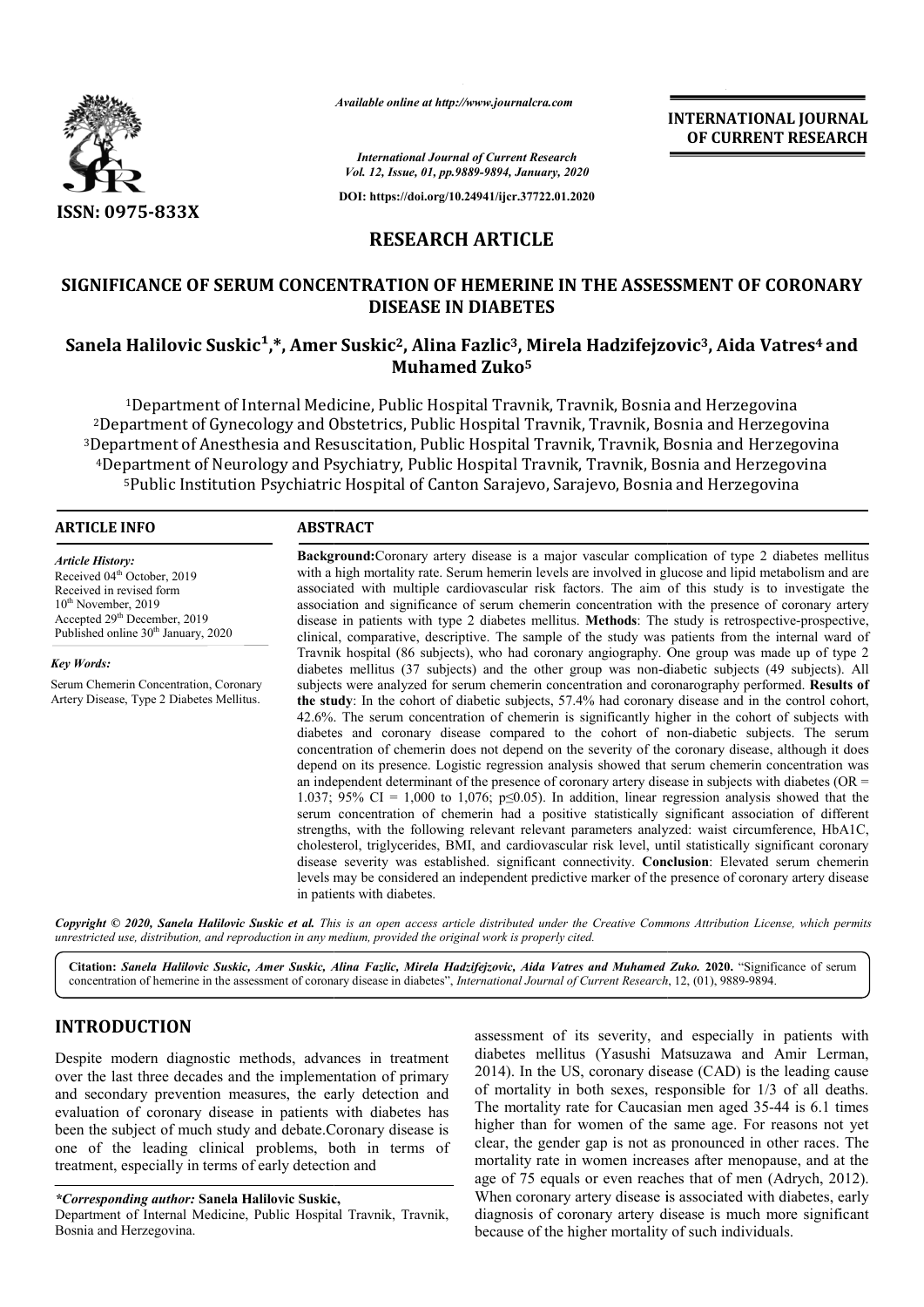# RESEARCH ARTICLE

# SIGNIFICANCE OF SERUM CONCENTRATION OF HEMERINE IN THE ASSESSMENT OF CORONARY DISEASE IN DIABETES

**Sanela Halilovic Suskic[1,*], Amer Suskic[2], Alina Fazlic[3], Mirela Hadzifejzovic[3], Aida Vatres[4] and Muhamed Zuko[5]**

[1]Department of Internal Medicine, Public Hospital Travnik, Travnik, Bosnia and Herzegovina
[2]Department of Gynecology and Obstetrics, Public Hospital Travnik, Travnik, Bosnia and Herzegovina
[3]Department of Anesthesia and Resuscitation, Public Hospital Travnik, Travnik, Bosnia and Herzegovina
[4]Department of Neurology and Psychiatry, Public Hospital Travnik, Travnik, Bosnia and Herzegovina
[5]Public Institution Psychiatric Hospital of Canton Sarajevo, Sarajevo, Bosnia and Herzegovina

## ARTICLE INFO

*Article History:*
Received 04th October, 2019
Received in revised form
10th November, 2019
Accepted 29th December, 2019
Published online 30th January, 2020

*Key Words:*
Serum Chemerin Concentration, Coronary Artery Disease, Type 2 Diabetes Mellitus.

## ABSTRACT

**Background:** Coronary artery disease is a major vascular complication of type 2 diabetes mellitus with a high mortality rate. Serum hemerin levels are involved in glucose and lipid metabolism and are associated with multiple cardiovascular risk factors. The aim of this study is to investigate the association and significance of serum chemerin concentration with the presence of coronary artery disease in patients with type 2 diabetes mellitus. **Methods**: The study is retrospective-prospective, clinical, comparative, descriptive. The sample of the study was patients from the internal ward of Travnik hospital (86 subjects), who had coronary angiography. One group was made up of type 2 diabetes mellitus (37 subjects) and the other group was non-diabetic subjects (49 subjects). All subjects were analyzed for serum chemerin concentration and coronarography performed. **Results of the study**: In the cohort of diabetic subjects, 57.4% had coronary disease and in the control cohort, 42.6%. The serum concentration of chemerin is significantly higher in the cohort of subjects with diabetes and coronary disease compared to the cohort of non-diabetic subjects. The serum concentration of chemerin does not depend on the severity of the coronary disease, although it does depend on its presence. Logistic regression analysis showed that serum chemerin concentration was an independent determinant of the presence of coronary artery disease in subjects with diabetes (OR = 1.037; 95% CI = 1,000 to 1,076; $p \leq 0.05$). In addition, linear regression analysis showed that the serum concentration of chemerin had a positive statistically significant association of different strengths, with the following relevant relevant parameters analyzed: waist circumference, HbA1C, cholesterol, triglycerides, BMI, and cardiovascular risk level, until statistically significant coronary disease severity was established. significant connectivity. **Conclusion**: Elevated serum chemerin levels may be considered an independent predictive marker of the presence of coronary artery disease in patients with diabetes.

*Copyright © 2020, Sanela Halilovic Suskic et al. This is an open access article distributed under the Creative Commons Attribution License, which permits unrestricted use, distribution, and reproduction in any medium, provided the original work is properly cited.*

**Citation:** *Sanela Halilovic Suskic, Amer Suskic, Alina Fazlic, Mirela Hadzifejzovic, Aida Vatres and Muhamed Zuko.* **2020.** "Significance of serum concentration of hemerine in the assessment of coronary disease in diabetes", *International Journal of Current Research*, 12, (01), 9889-9894.

## INTRODUCTION

Despite modern diagnostic methods, advances in treatment over the last three decades and the implementation of primary and secondary prevention measures, the early detection and evaluation of coronary disease in patients with diabetes has been the subject of much study and debate. Coronary disease is one of the leading clinical problems, both in terms of treatment, especially in terms of early detection and assessment of its severity, and especially in patients with diabetes mellitus (Yasushi Matsuzawa and Amir Lerman, 2014). In the US, coronary disease (CAD) is the leading cause of mortality in both sexes, responsible for 1/3 of all deaths. The mortality rate for Caucasian men aged 35-44 is 6.1 times higher than for women of the same age. For reasons not yet clear, the gender gap is not as pronounced in other races. The mortality rate in women increases after menopause, and at the age of 75 equals or even reaches that of men (Adrych, 2012). When coronary artery disease is associated with diabetes, early diagnosis of coronary artery disease is much more significant because of the higher mortality of such individuals.

*\*Corresponding author:* **Sanela Halilovic Suskic,**
Department of Internal Medicine, Public Hospital Travnik, Travnik, Bosnia and Herzegovina.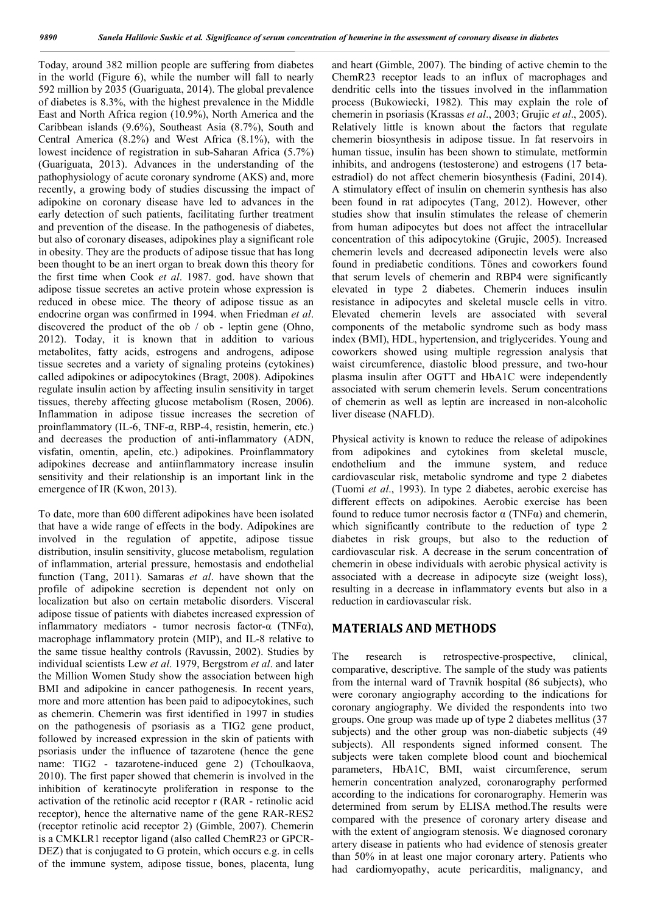Today, around 382 million people are suffering from diabetes in the world (Figure 6), while the number will fall to nearly 592 million by 2035 (Guariguata, 2014). The global prevalence of diabetes is 8.3%, with the highest prevalence in the Middle East and North Africa region (10.9%), North America and the Caribbean islands (9.6%), Southeast Asia (8.7%), South and Central America (8.2%) and West Africa (8.1%), with the lowest incidence of registration in sub-Saharan Africa (5.7%) (Guariguata, 2013). Advances in the understanding of the pathophysiology of acute coronary syndrome (AKS) and, more recently, a growing body of studies discussing the impact of adipokine on coronary disease have led to advances in the early detection of such patients, facilitating further treatment and prevention of the disease. In the pathogenesis of diabetes, but also of coronary diseases, adipokines play a significant role in obesity. They are the products of adipose tissue that has long been thought to be an inert organ to break down this theory for the first time when Cook *et al*. 1987. god. have shown that adipose tissue secretes an active protein whose expression is reduced in obese mice. The theory of adipose tissue as an endocrine organ was confirmed in 1994. when Friedman *et al*. discovered the product of the ob / ob - leptin gene (Ohno, 2012). Today, it is known that in addition to various metabolites, fatty acids, estrogens and androgens, adipose tissue secretes and a variety of signaling proteins (cytokines) called adipokines or adipocytokines (Bragt, 2008). Adipokines regulate insulin action by affecting insulin sensitivity in target tissues, thereby affecting glucose metabolism (Rosen, 2006). Inflammation in adipose tissue increases the secretion of proinflammatory (IL-6, TNF-α, RBP-4, resistin, hemerin, etc.) and decreases the production of anti-inflammatory (ADN, visfatin, omentin, apelin, etc.) adipokines. Proinflammatory adipokines decrease and antiinflammatory increase insulin sensitivity and their relationship is an important link in the emergence of IR (Kwon, 2013).

To date, more than 600 different adipokines have been isolated that have a wide range of effects in the body. Adipokines are involved in the regulation of appetite, adipose tissue distribution, insulin sensitivity, glucose metabolism, regulation of inflammation, arterial pressure, hemostasis and endothelial function (Tang, 2011). Samaras *et al*. have shown that the profile of adipokine secretion is dependent not only on localization but also on certain metabolic disorders. Visceral adipose tissue of patients with diabetes increased expression of inflammatory mediators - tumor necrosis factor-α (TNFα), macrophage inflammatory protein (MIP), and IL-8 relative to the same tissue healthy controls (Ravussin, 2002). Studies by individual scientists Lew *et al*. 1979, Bergstrom *et al*. and later the Million Women Study show the association between high BMI and adipokine in cancer pathogenesis. In recent years, more and more attention has been paid to adipocytokines, such as chemerin. Chemerin was first identified in 1997 in studies on the pathogenesis of psoriasis as a TIG2 gene product, followed by increased expression in the skin of patients with psoriasis under the influence of tazarotene (hence the gene name: TIG2 - tazarotene-induced gene 2) (Tchoulkaova, 2010). The first paper showed that chemerin is involved in the inhibition of keratinocyte proliferation in response to the activation of the retinolic acid receptor r (RAR - retinolic acid receptor), hence the alternative name of the gene RAR-RES2 (receptor retinolic acid receptor 2) (Gimble, 2007). Chemerin is a CMKLR1 receptor ligand (also called ChemR23 or GPCR-DEZ) that is conjugated to G protein, which occurs e.g. in cells of the immune system, adipose tissue, bones, placenta, lung and heart (Gimble, 2007). The binding of active chemin to the ChemR23 receptor leads to an influx of macrophages and dendritic cells into the tissues involved in the inflammation process (Bukowiecki, 1982). This may explain the role of chemerin in psoriasis (Krassas *et al*., 2003; Grujic *et al*., 2005). Relatively little is known about the factors that regulate chemerin biosynthesis in adipose tissue. In fat reservoirs in human tissue, insulin has been shown to stimulate, metformin inhibits, and androgens (testosterone) and estrogens (17 beta-estradiol) do not affect chemerin biosynthesis (Fadini, 2014). A stimulatory effect of insulin on chemerin synthesis has also been found in rat adipocytes (Tang, 2012). However, other studies show that insulin stimulates the release of chemerin from human adipocytes but does not affect the intracellular concentration of this adipocytokine (Grujic, 2005). Increased chemerin levels and decreased adiponectin levels were also found in prediabetic conditions. Tönes and coworkers found that serum levels of chemerin and RBP4 were significantly elevated in type 2 diabetes. Chemerin induces insulin resistance in adipocytes and skeletal muscle cells in vitro. Elevated chemerin levels are associated with several components of the metabolic syndrome such as body mass index (BMI), HDL, hypertension, and triglycerides. Young and coworkers showed using multiple regression analysis that waist circumference, diastolic blood pressure, and two-hour plasma insulin after OGTT and HbA1C were independently associated with serum chemerin levels. Serum concentrations of chemerin as well as leptin are increased in non-alcoholic liver disease (NAFLD).

Physical activity is known to reduce the release of adipokines from adipokines and cytokines from skeletal muscle, endothelium and the immune system, and reduce cardiovascular risk, metabolic syndrome and type 2 diabetes (Tuomi *et al*., 1993). In type 2 diabetes, aerobic exercise has different effects on adipokines. Aerobic exercise has been found to reduce tumor necrosis factor α (TNFα) and chemerin, which significantly contribute to the reduction of type 2 diabetes in risk groups, but also to the reduction of cardiovascular risk. A decrease in the serum concentration of chemerin in obese individuals with aerobic physical activity is associated with a decrease in adipocyte size (weight loss), resulting in a decrease in inflammatory events but also in a reduction in cardiovascular risk.

## MATERIALS AND METHODS

The research is retrospective-prospective, clinical, comparative, descriptive. The sample of the study was patients from the internal ward of Travnik hospital (86 subjects), who were coronary angiography according to the indications for coronary angiography. We divided the respondents into two groups. One group was made up of type 2 diabetes mellitus (37 subjects) and the other group was non-diabetic subjects (49 subjects). All respondents signed informed consent. The subjects were taken complete blood count and biochemical parameters, HbA1C, BMI, waist circumference, serum hemerin concentration analyzed, coronarography performed according to the indications for coronarography. Hemerin was determined from serum by ELISA method.The results were compared with the presence of coronary artery disease and with the extent of angiogram stenosis. We diagnosed coronary artery disease in patients who had evidence of stenosis greater than 50% in at least one major coronary artery. Patients who had cardiomyopathy, acute pericarditis, malignancy, and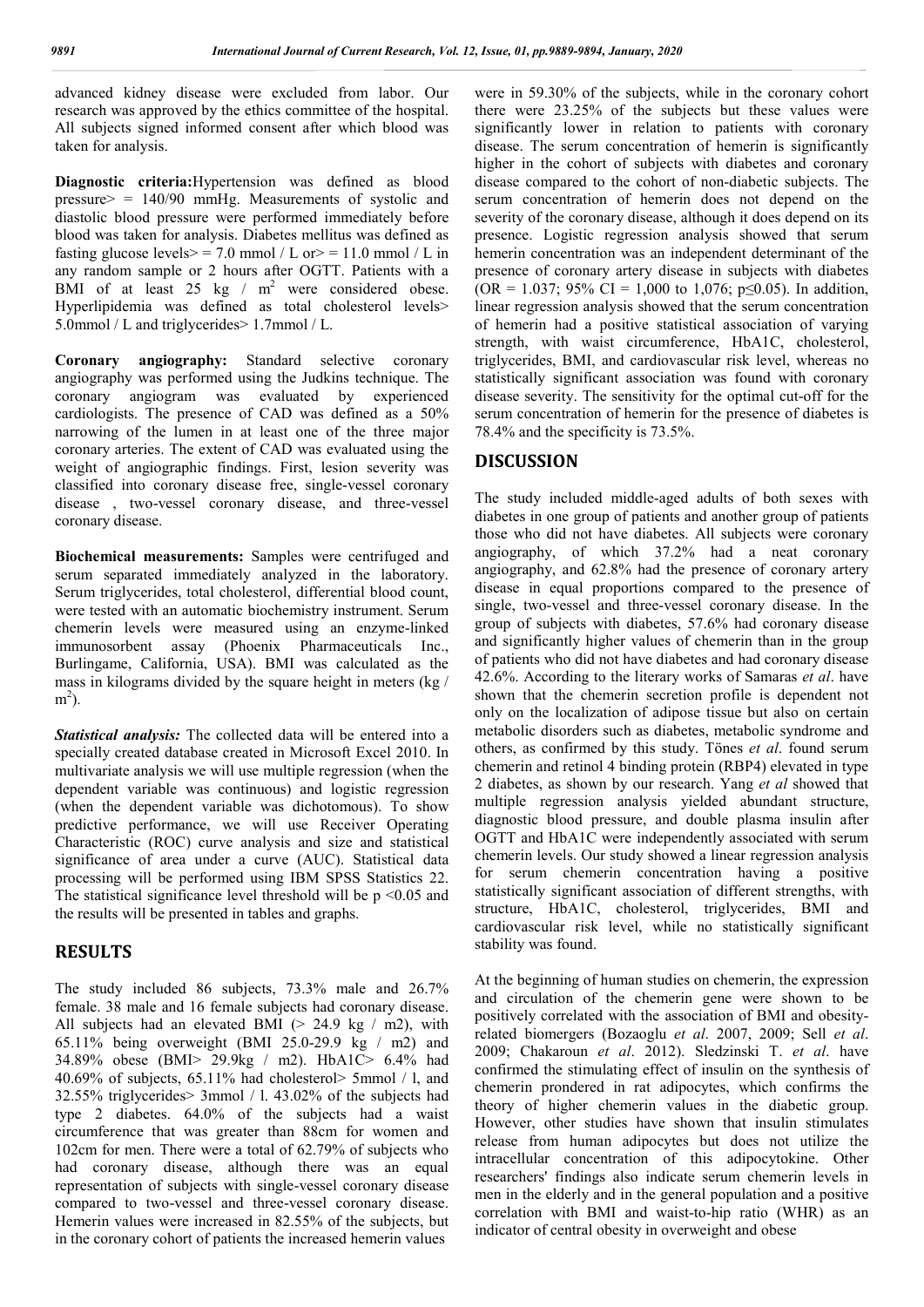advanced kidney disease were excluded from labor. Our research was approved by the ethics committee of the hospital. All subjects signed informed consent after which blood was taken for analysis.

**Diagnostic criteria:** Hypertension was defined as blood pressure> = 140/90 mmHg. Measurements of systolic and diastolic blood pressure were performed immediately before blood was taken for analysis. Diabetes mellitus was defined as fasting glucose levels> = 7.0 mmol / L or> = 11.0 mmol / L in any random sample or 2 hours after OGTT. Patients with a BMI of at least 25 kg / $m^2$ were considered obese. Hyperlipidemia was defined as total cholesterol levels> 5.0mmol / L and triglycerides> 1.7mmol / L.

**Coronary angiography:** Standard selective coronary angiography was performed using the Judkins technique. The coronary angiogram was evaluated by experienced cardiologists. The presence of CAD was defined as a 50% narrowing of the lumen in at least one of the three major coronary arteries. The extent of CAD was evaluated using the weight of angiographic findings. First, lesion severity was classified into coronary disease free, single-vessel coronary disease , two-vessel coronary disease, and three-vessel coronary disease.

**Biochemical measurements:** Samples were centrifuged and serum separated immediately analyzed in the laboratory. Serum triglycerides, total cholesterol, differential blood count, were tested with an automatic biochemistry instrument. Serum chemerin levels were measured using an enzyme-linked immunosorbent assay (Phoenix Pharmaceuticals Inc., Burlingame, California, USA). BMI was calculated as the mass in kilograms divided by the square height in meters (kg / $m^2$).

***Statistical analysis:*** The collected data will be entered into a specially created database created in Microsoft Excel 2010. In multivariate analysis we will use multiple regression (when the dependent variable was continuous) and logistic regression (when the dependent variable was dichotomous). To show predictive performance, we will use Receiver Operating Characteristic (ROC) curve analysis and size and statistical significance of area under a curve (AUC). Statistical data processing will be performed using IBM SPSS Statistics 22. The statistical significance level threshold will be $p < 0.05$ and the results will be presented in tables and graphs.

## RESULTS

The study included 86 subjects, 73.3% male and 26.7% female. 38 male and 16 female subjects had coronary disease. All subjects had an elevated BMI (> 24.9 kg / m2), with 65.11% being overweight (BMI 25.0-29.9 kg / m2) and 34.89% obese (BMI> 29.9kg / m2). HbA1C> 6.4% had 40.69% of subjects, 65.11% had cholesterol> 5mmol / l, and 32.55% triglycerides> 3mmol / l. 43.02% of the subjects had type 2 diabetes. 64.0% of the subjects had a waist circumference that was greater than 88cm for women and 102cm for men. There were a total of 62.79% of subjects who had coronary disease, although there was an equal representation of subjects with single-vessel coronary disease compared to two-vessel and three-vessel coronary disease. Hemerin values were increased in 82.55% of the subjects, but in the coronary cohort of patients the increased hemerin values were in 59.30% of the subjects, while in the coronary cohort there were 23.25% of the subjects but these values were significantly lower in relation to patients with coronary disease. The serum concentration of hemerin is significantly higher in the cohort of subjects with diabetes and coronary disease compared to the cohort of non-diabetic subjects. The serum concentration of hemerin does not depend on the severity of the coronary disease, although it does depend on its presence. Logistic regression analysis showed that serum hemerin concentration was an independent determinant of the presence of coronary artery disease in subjects with diabetes (OR = 1.037; 95% CI = 1,000 to 1,076; $p \leq 0.05$). In addition, linear regression analysis showed that the serum concentration of hemerin had a positive statistical association of varying strength, with waist circumference, HbA1C, cholesterol, triglycerides, BMI, and cardiovascular risk level, whereas no statistically significant association was found with coronary disease severity. The sensitivity for the optimal cut-off for the serum concentration of hemerin for the presence of diabetes is 78.4% and the specificity is 73.5%.

## DISCUSSION

The study included middle-aged adults of both sexes with diabetes in one group of patients and another group of patients those who did not have diabetes. All subjects were coronary angiography, of which 37.2% had a neat coronary angiography, and 62.8% had the presence of coronary artery disease in equal proportions compared to the presence of single, two-vessel and three-vessel coronary disease. In the group of subjects with diabetes, 57.6% had coronary disease and significantly higher values of chemerin than in the group of patients who did not have diabetes and had coronary disease 42.6%. According to the literary works of Samaras *et al*. have shown that the chemerin secretion profile is dependent not only on the localization of adipose tissue but also on certain metabolic disorders such as diabetes, metabolic syndrome and others, as confirmed by this study. Tönes *et al*. found serum chemerin and retinol 4 binding protein (RBP4) elevated in type 2 diabetes, as shown by our research. Yang *et al* showed that multiple regression analysis yielded abundant structure, diagnostic blood pressure, and double plasma insulin after OGTT and HbA1C were independently associated with serum chemerin levels. Our study showed a linear regression analysis for serum chemerin concentration having a positive statistically significant association of different strengths, with structure, HbA1C, cholesterol, triglycerides, BMI and cardiovascular risk level, while no statistically significant stability was found.

At the beginning of human studies on chemerin, the expression and circulation of the chemerin gene were shown to be positively correlated with the association of BMI and obesity-related biomergers (Bozaoglu *et al*. 2007, 2009; Sell *et al*. 2009; Chakaroun *et al*. 2012). Sledzinski T. *et al*. have confirmed the stimulating effect of insulin on the synthesis of chemerin prondered in rat adipocytes, which confirms the theory of higher chemerin values in the diabetic group. However, other studies have shown that insulin stimulates release from human adipocytes but does not utilize the intracellular concentration of this adipocytokine. Other researchers' findings also indicate serum chemerin levels in men in the elderly and in the general population and a positive correlation with BMI and waist-to-hip ratio (WHR) as an indicator of central obesity in overweight and obese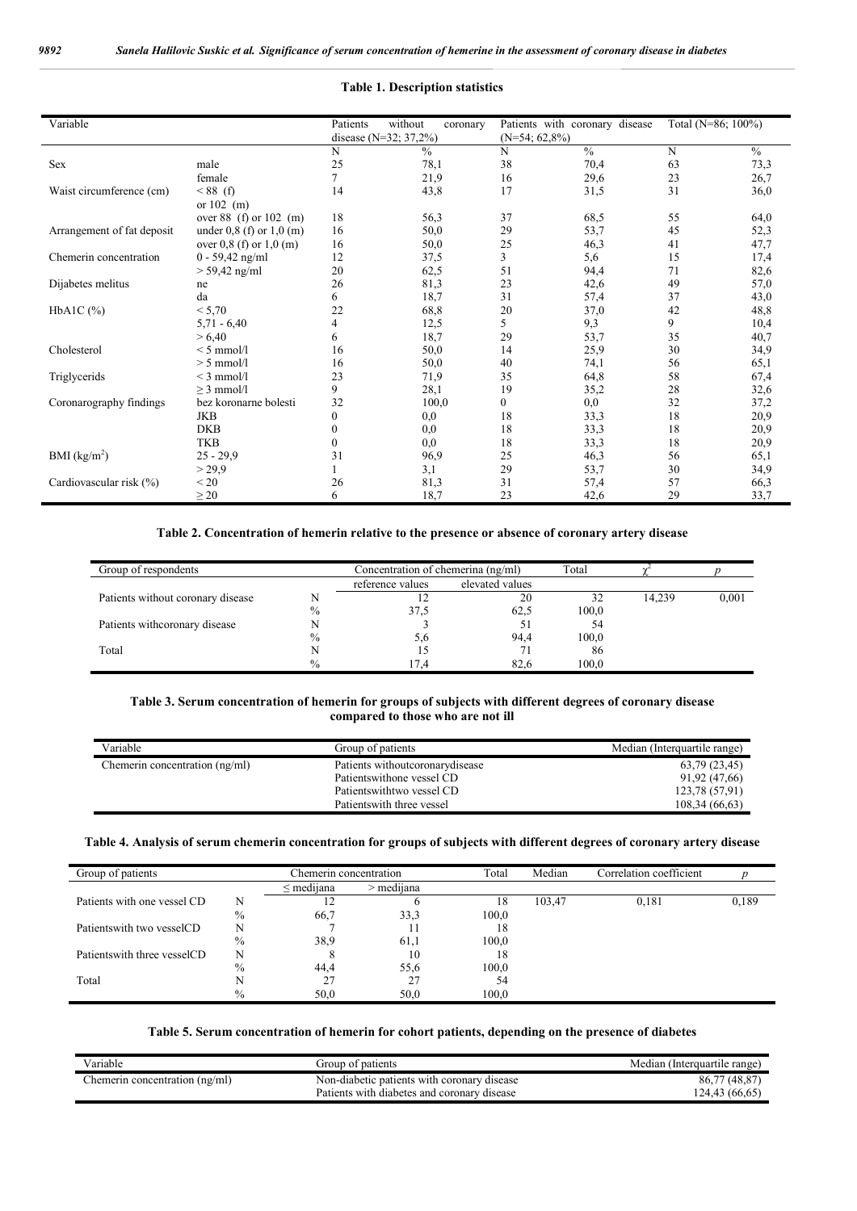**Table 1. Description statistics**

| Variable | | Patients without coronary disease (N=32; 37,2%) | | Patients with coronary disease (N=54; 62,8%) | | Total (N=86; 100%) | |
|---|---|---|---|---|---|---|---|
| | | N | % | N | % | N | % |
| Sex | male | 25 | 78,1 | 38 | 70,4 | 63 | 73,3 |
| | female | 7 | 21,9 | 16 | 29,6 | 23 | 26,7 |
| Waist circumference (cm) | < 88 (f) or 102 (m) | 14 | 43,8 | 17 | 31,5 | 31 | 36,0 |
| | over 88 (f) or 102 (m) | 18 | 56,3 | 37 | 68,5 | 55 | 64,0 |
| Arrangement of fat deposit | under 0,8 (f) or 1,0 (m) | 16 | 50,0 | 29 | 53,7 | 45 | 52,3 |
| | over 0,8 (f) or 1,0 (m) | 16 | 50,0 | 25 | 46,3 | 41 | 47,7 |
| Chemerin concentration | 0 - 59,42 ng/ml | 12 | 37,5 | 3 | 5,6 | 15 | 17,4 |
| | > 59,42 ng/ml | 20 | 62,5 | 51 | 94,4 | 71 | 82,6 |
| Dijabetes melitus | ne | 26 | 81,3 | 23 | 42,6 | 49 | 57,0 |
| | da | 6 | 18,7 | 31 | 57,4 | 37 | 43,0 |
| HbA1C (%) | < 5,70 | 22 | 68,8 | 20 | 37,0 | 42 | 48,8 |
| | 5,71 - 6,40 | 4 | 12,5 | 5 | 9,3 | 9 | 10,4 |
| | > 6,40 | 6 | 18,7 | 29 | 53,7 | 35 | 40,7 |
| Cholesterol | < 5 mmol/l | 16 | 50,0 | 14 | 25,9 | 30 | 34,9 |
| | > 5 mmol/l | 16 | 50,0 | 40 | 74,1 | 56 | 65,1 |
| Triglycerids | < 3 mmol/l | 23 | 71,9 | 35 | 64,8 | 58 | 67,4 |
| | ≥ 3 mmol/l | 9 | 28,1 | 19 | 35,2 | 28 | 32,6 |
| Coronarography findings | bez koronarne bolesti | 32 | 100,0 | 0 | 0,0 | 32 | 37,2 |
| | JKB | 0 | 0,0 | 18 | 33,3 | 18 | 20,9 |
| | DKB | 0 | 0,0 | 18 | 33,3 | 18 | 20,9 |
| | TKB | 0 | 0,0 | 18 | 33,3 | 18 | 20,9 |
| BMI ($kg/m^2$) | 25 - 29,9 | 31 | 96,9 | 25 | 46,3 | 56 | 65,1 |
| | > 29,9 | 1 | 3,1 | 29 | 53,7 | 30 | 34,9 |
| Cardiovascular risk (%) | < 20 | 26 | 81,3 | 31 | 57,4 | 57 | 66,3 |
| | ≥ 20 | 6 | 18,7 | 23 | 42,6 | 29 | 33,7 |

**Table 2. Concentration of hemerin relative to the presence or absence of coronary artery disease**

| Group of respondents | | Concentration of chemerina (ng/ml) | | Total | $\chi^2$ | $p$ |
|---|---|---|---|---|---|---|
| | | reference values | elevated values | | | |
| Patients without coronary disease | N | 12 | 20 | 32 | 14,239 | 0,001 |
| | % | 37,5 | 62,5 | 100,0 | | |
| Patients withcoronary disease | N | 3 | 51 | 54 | | |
| | % | 5,6 | 94,4 | 100,0 | | |
| Total | N | 15 | 71 | 86 | | |
| | % | 17,4 | 82,6 | 100,0 | | |

**Table 3. Serum concentration of hemerin for groups of subjects with different degrees of coronary disease compared to those who are not ill**

| Variable | Group of patients | Median (Interquartile range) |
|---|---|---|
| Chemerin concentration (ng/ml) | Patients withoutcoronarydisease | 63,79 (23,45) |
| | Patientswithone vessel CD | 91,92 (47,66) |
| | Patientswithtwo vessel CD | 123,78 (57,91) |
| | Patientswith three vessel | 108,34 (66,63) |

**Table 4. Analysis of serum chemerin concentration for groups of subjects with different degrees of coronary artery disease**

| Group of patients | | Chemerin concentration | | Total | Median | Correlation coefficient | $p$ |
|---|---|---|---|---|---|---|---|
| | | ≤ medijana | > medijana | | | | |
| Patients with one vessel CD | N | 12 | 6 | 18 | 103,47 | 0,181 | 0,189 |
| | % | 66,7 | 33,3 | 100,0 | | | |
| Patientswith two vesselCD | N | 7 | 11 | 18 | | | |
| | % | 38,9 | 61,1 | 100,0 | | | |
| Patientswith three vesselCD | N | 8 | 10 | 18 | | | |
| | % | 44,4 | 55,6 | 100,0 | | | |
| Total | N | 27 | 27 | 54 | | | |
| | % | 50,0 | 50,0 | 100,0 | | | |

**Table 5. Serum concentration of hemerin for cohort patients, depending on the presence of diabetes**

| Variable | Group of patients | Median (Interquartile range) |
|---|---|---|
| Chemerin concentration (ng/ml) | Non-diabetic patients with coronary disease | 86,77 (48,87) |
| | Patients with diabetes and coronary disease | 124,43 (66,65) |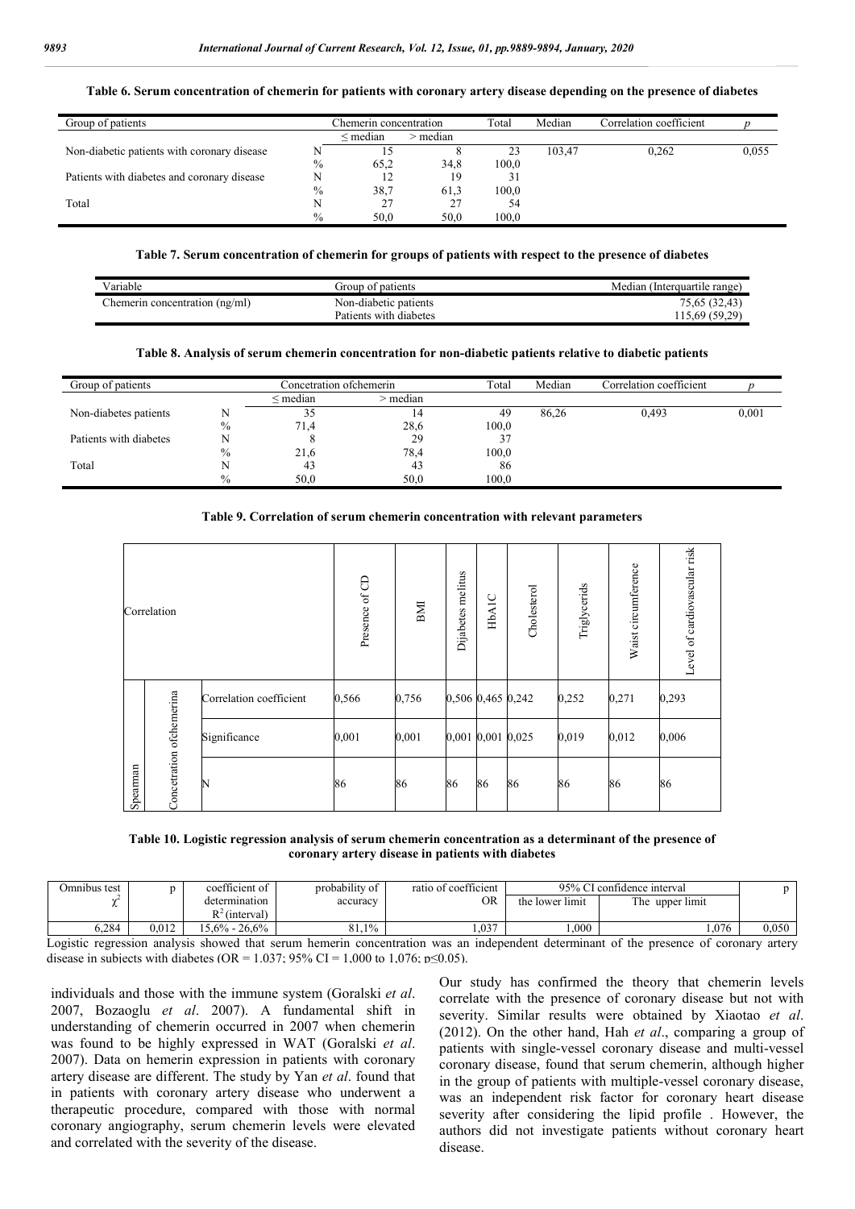**Table 6. Serum concentration of chemerin for patients with coronary artery disease depending on the presence of diabetes**

| Group of patients | | Chemerin concentration | | Total | Median | Correlation coefficient | p |
|---|---|---|---|---|---|---|---|
| | | ≤ median | > median | | | | |
| Non-diabetic patients with coronary disease | N | 15 | 8 | 23 | 103,47 | 0,262 | 0,055 |
| | % | 65,2 | 34,8 | 100,0 | | | |
| Patients with diabetes and coronary disease | N | 12 | 19 | 31 | | | |
| | % | 38,7 | 61,3 | 100,0 | | | |
| Total | N | 27 | 27 | 54 | | | |
| | % | 50,0 | 50,0 | 100,0 | | | |

**Table 7. Serum concentration of chemerin for groups of patients with respect to the presence of diabetes**

| Variable | Group of patients | Median (Interquartile range) |
|---|---|---|
| Chemerin concentration (ng/ml) | Non-diabetic patients | 75,65 (32,43) |
| | Patients with diabetes | 115,69 (59,29) |

**Table 8. Analysis of serum chemerin concentration for non-diabetic patients relative to diabetic patients**

| Group of patients | | Concetration ofchemerin | | Total | Median | Correlation coefficient | p |
|---|---|---|---|---|---|---|---|
| | | ≤ median | > median | | | | |
| Non-diabetes patients | N | 35 | 14 | 49 | 86,26 | 0,493 | 0,001 |
| | % | 71,4 | 28,6 | 100,0 | | | |
| Patients with diabetes | N | 8 | 29 | 37 | | | |
| | % | 21,6 | 78,4 | 100,0 | | | |
| Total | N | 43 | 43 | 86 | | | |
| | % | 50,0 | 50,0 | 100,0 | | | |

**Table 9. Correlation of serum chemerin concentration with relevant parameters**

| Correlation | | | Presence of CD | BMI | Djjabetes melitus | HbA1C | Cholesterol | Triglycerids | Waist circumference | Level of cardiovascular risk |
|---|---|---|---|---|---|---|---|---|---|---|
| Spearman | Concetration ofchemerina | Correlation coefficient | 0,566 | 0,756 | 0,506 | 0,465 | 0,242 | 0,252 | 0,271 | 0,293 |
| | | Significance | 0,001 | 0,001 | 0,001 | 0,001 | 0,025 | 0,019 | 0,012 | 0,006 |
| | | N | 86 | 86 | 86 | 86 | 86 | 86 | 86 | 86 |

**Table 10. Logistic regression analysis of serum chemerin concentration as a determinant of the presence of coronary artery disease in patients with diabetes**

| Omnibus test $\chi^2$ | p | coefficient of determination $R^2$ (interval) | probability of accuracy | ratio of coefficient OR | 95% CI confidence interval | | p |
|---|---|---|---|---|---|---|---|
| | | | | | the lower limit | The upper limit | |
| 6,284 | 0,012 | 15,6% - 26,6% | 81,1% | 1,037 | 1,000 | 1,076 | 0,050 |

Logistic regression analysis showed that serum hemerin concentration was an independent determinant of the presence of coronary artery disease in subjects with diabetes (OR = 1.037; 95% CI = 1,000 to 1,076; p≤0.05).

individuals and those with the immune system (Goralski *et al*. 2007, Bozaoglu *et al*. 2007). A fundamental shift in understanding of chemerin occurred in 2007 when chemerin was found to be highly expressed in WAT (Goralski *et al*. 2007). Data on hemerin expression in patients with coronary artery disease are different. The study by Yan *et al*. found that in patients with coronary artery disease who underwent a therapeutic procedure, compared with those with normal coronary angiography, serum chemerin levels were elevated and correlated with the severity of the disease.

Our study has confirmed the theory that chemerin levels correlate with the presence of coronary disease but not with severity. Similar results were obtained by Xiaotao *et al*. (2012). On the other hand, Hah *et al*., comparing a group of patients with single-vessel coronary disease and multi-vessel coronary disease, found that serum chemerin, although higher in the group of patients with multiple-vessel coronary disease, was an independent risk factor for coronary heart disease severity after considering the lipid profile . However, the authors did not investigate patients without coronary heart disease.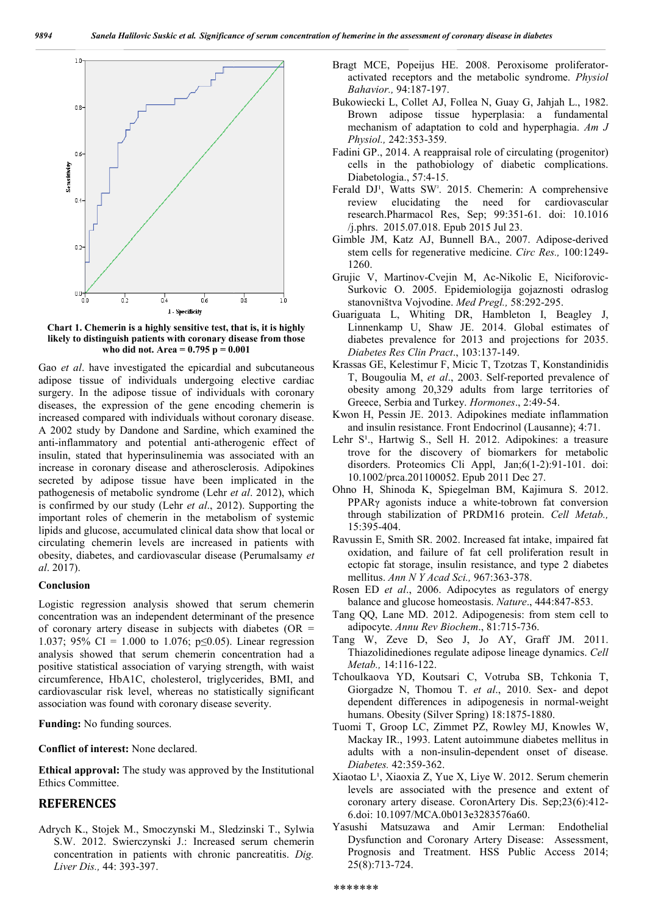Sensitivity

1.0

0.8

0.6

0.4

0.2

0.0

0.0 0.2 0.4 0.6 0.8 1.0

1 - Specificity

**Chart 1. Chemerin is a highly sensitive test, that is, it is highly likely to distinguish patients with coronary disease from those who did not. Area = 0.795 p = 0.001**

Gao *et al*. have investigated the epicardial and subcutaneous adipose tissue of individuals undergoing elective cardiac surgery. In the adipose tissue of individuals with coronary diseases, the expression of the gene encoding chemerin is increased compared with individuals without coronary disease. A 2002 study by Dandone and Sardine, which examined the anti-inflammatory and potential anti-atherogenic effect of insulin, stated that hyperinsulinemia was associated with an increase in coronary disease and atherosclerosis. Adipokines secreted by adipose tissue have been implicated in the pathogenesis of metabolic syndrome (Lehr *et al*. 2012), which is confirmed by our study (Lehr *et al*., 2012). Supporting the important roles of chemerin in the metabolism of systemic lipids and glucose, accumulated clinical data show that local or circulating chemerin levels are increased in patients with obesity, diabetes, and cardiovascular disease (Perumalsamy *et al*. 2017).

### Conclusion

Logistic regression analysis showed that serum chemerin concentration was an independent determinant of the presence of coronary artery disease in subjects with diabetes (OR = 1.037; 95% CI = 1.000 to 1.076; $p \leq 0.05$). Linear regression analysis showed that serum chemerin concentration had a positive statistical association of varying strength, with waist circumference, HbA1C, cholesterol, triglycerides, BMI, and cardiovascular risk level, whereas no statistically significant association was found with coronary disease severity.

**Funding:** No funding sources.

**Conflict of interest:** None declared.

**Ethical approval:** The study was approved by the Institutional Ethics Committee.

## REFERENCES

Adrych K., Stojek M., Smoczynski M., Sledzinski T., Sylwia S.W. 2012. Swierczynski J.: Increased serum chemerin concentration in patients with chronic pancreatitis. *Dig. Liver Dis.,* 44: 393-397.

Bragt MCE, Popeijus HE. 2008. Peroxisome proliferator-activated receptors and the metabolic syndrome. *Physiol Bahavior.,* 94:187-197.

Bukowiecki L, Collet AJ, Follea N, Guay G, Jahjah L., 1982. Brown adipose tissue hyperplasia: a fundamental mechanism of adaptation to cold and hyperphagia. *Am J Physiol.,* 242:353-359.

Fadini GP., 2014. A reappraisal role of circulating (progenitor) cells in the pathobiology of diabetic complications. Diabetologia., 57:4-15.

Ferald DJ[1], Watts SW[2]. 2015. Chemerin: A comprehensive review elucidating the need for cardiovascular research.Pharmacol Res, Sep; 99:351-61. doi: 10.1016/j.phrs. 2015.07.018. Epub 2015 Jul 23.

Gimble JM, Katz AJ, Bunnell BA., 2007. Adipose-derived stem cells for regenerative medicine. *Circ Res.,* 100:1249-1260.

Grujic V, Martinov-Cvejin M, Ac-Nikolic E, Niciforovic-Surkovic O. 2005. Epidemiologija gojaznosti odraslog stanovništva Vojvodine. *Med Pregl.,* 58:292-295.

Guariguata L, Whiting DR, Hambleton I, Beagley J, Linnenkamp U, Shaw JE. 2014. Global estimates of diabetes prevalence for 2013 and projections for 2035. *Diabetes Res Clin Pract*., 103:137-149.

Krassas GE, Kelestimur F, Micic T, Tzotzas T, Konstandinidis T, Bougoulia M, *et al*., 2003. Self-reported prevalence of obesity among 20,329 adults from large territories of Greece, Serbia and Turkey. *Hormones*., 2:49-54.

Kwon H, Pessin JE. 2013. Adipokines mediate inflammation and insulin resistance. Front Endocrinol (Lausanne); 4:71.

Lehr S[1]., Hartwig S., Sell H. 2012. Adipokines: a treasure trove for the discovery of biomarkers for metabolic disorders. Proteomics Cli Appl, Jan;6(1-2):91-101. doi: 10.1002/prca.201100052. Epub 2011 Dec 27.

Ohno H, Shinoda K, Spiegelman BM, Kajimura S. 2012. PPARγ agonists induce a white-tobrown fat conversion through stabilization of PRDM16 protein. *Cell Metab.,* 15:395-404.

Ravussin E, Smith SR. 2002. Increased fat intake, impaired fat oxidation, and failure of fat cell proliferation result in ectopic fat storage, insulin resistance, and type 2 diabetes mellitus. *Ann N Y Acad Sci.,* 967:363-378.

Rosen ED *et al*., 2006. Adipocytes as regulators of energy balance and glucose homeostasis. *Nature*., 444:847-853.

Tang QQ, Lane MD. 2012. Adipogenesis: from stem cell to adipocyte. *Annu Rev Biochem*., 81:715-736.

Tang W, Zeve D, Seo J, Jo AY, Graff JM. 2011. Thiazolidinediones regulate adipose lineage dynamics. *Cell Metab.,* 14:116-122.

Tchoulkaova YD, Koutsari C, Votruba SB, Tchkonia T, Giorgadze N, Thomou T. *et al*., 2010. Sex- and depot dependent differences in adipogenesis in normal-weight humans. Obesity (Silver Spring) 18:1875-1880.

Tuomi T, Groop LC, Zimmet PZ, Rowley MJ, Knowles W, Mackay IR., 1993. Latent autoimmune diabetes mellitus in adults with a non-insulin-dependent onset of disease. *Diabetes.* 42:359-362.

Xiaotao L[1], Xiaoxia Z, Yue X, Liye W. 2012. Serum chemerin levels are associated with the presence and extent of coronary artery disease. CoronArtery Dis. Sep;23(6):412-6.doi: 10.1097/MCA.0b013e3283576a60.

Yasushi Matsuzawa and Amir Lerman: Endothelial Dysfunction and Coronary Artery Disease: Assessment, Prognosis and Treatment. HSS Public Access 2014; 25(8):713-724.

\*\*\*\*\*\*\*